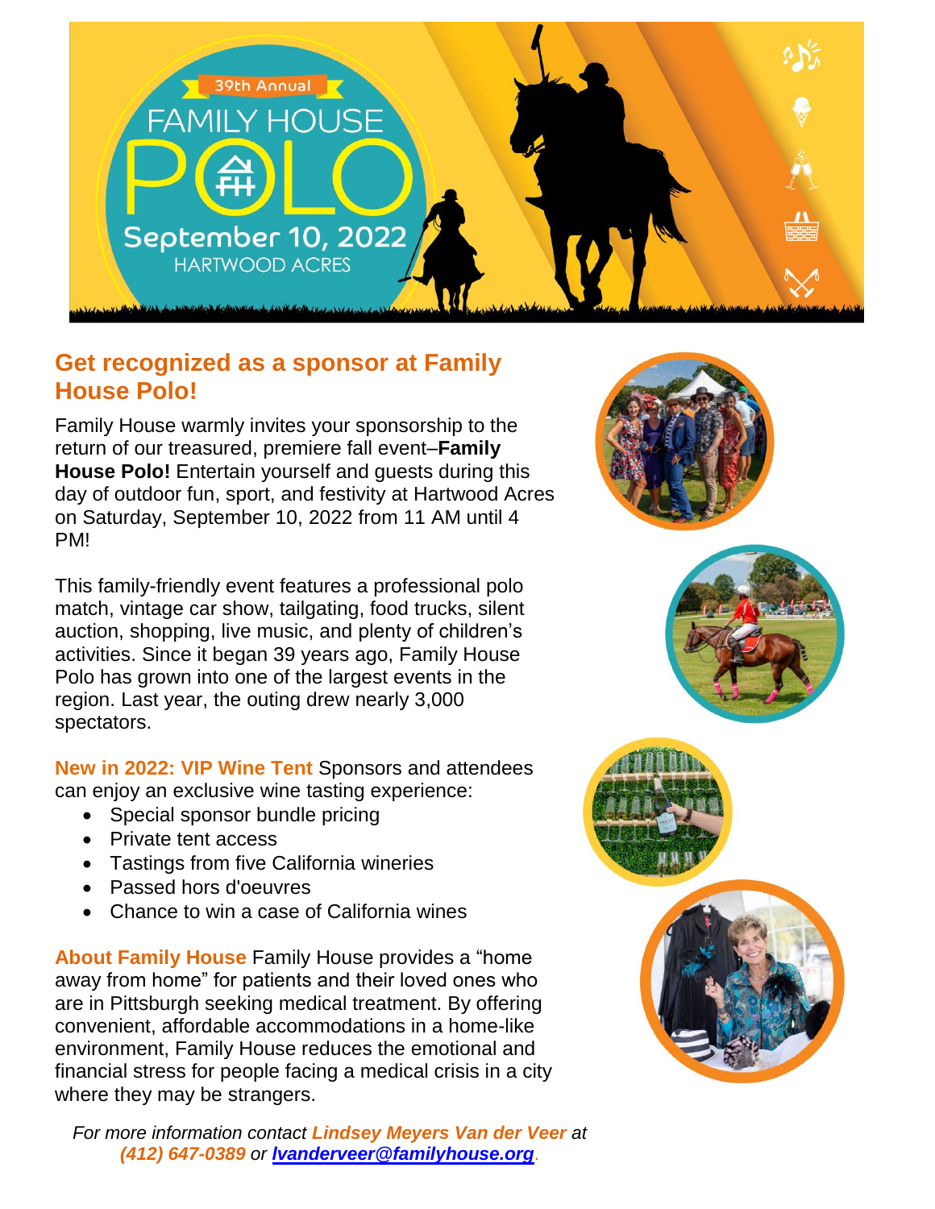39th Annual

# FAMILY HOUSE POLO

September 10, 2022
HARTWOOD ACRES

## Get recognized as a sponsor at Family House Polo!

Family House warmly invites your sponsorship to the return of our treasured, premiere fall event–**Family House Polo!** Entertain yourself and guests during this day of outdoor fun, sport, and festivity at Hartwood Acres on Saturday, September 10, 2022 from 11 AM until 4 PM!

This family-friendly event features a professional polo match, vintage car show, tailgating, food trucks, silent auction, shopping, live music, and plenty of children's activities. Since it began 39 years ago, Family House Polo has grown into one of the largest events in the region. Last year, the outing drew nearly 3,000 spectators.

**New in 2022: VIP Wine Tent** Sponsors and attendees can enjoy an exclusive wine tasting experience:

- Special sponsor bundle pricing
- Private tent access
- Tastings from five California wineries
- Passed hors d'oeuvres
- Chance to win a case of California wines

**About Family House** Family House provides a "home away from home" for patients and their loved ones who are in Pittsburgh seeking medical treatment. By offering convenient, affordable accommodations in a home-like environment, Family House reduces the emotional and financial stress for people facing a medical crisis in a city where they may be strangers.

*For more information contact **Lindsey Meyers Van der Veer** at **(412) 647-0389** or **lvanderveer@familyhouse.org**.*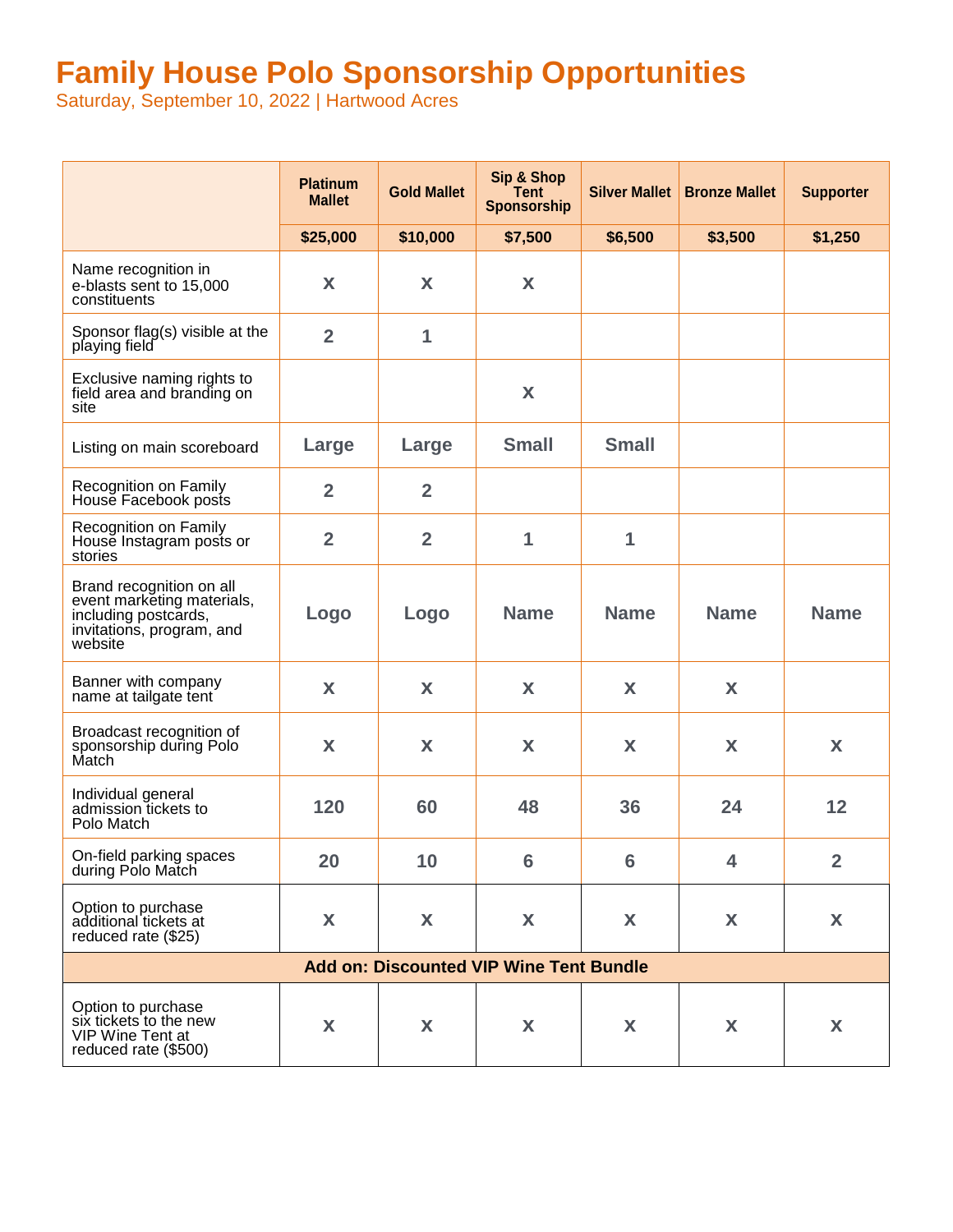# Family House Polo Sponsorship Opportunities

Saturday, September 10, 2022 | Hartwood Acres

| | Platinum Mallet | Gold Mallet | Sip & Shop Tent Sponsorship | Silver Mallet | Bronze Mallet | Supporter |
|---|---|---|---|---|---|---|
| | $25,000 | $10,000 | $7,500 | $6,500 | $3,500 | $1,250 |
| Name recognition in e-blasts sent to 15,000 constituents | x | x | x | | | |
| Sponsor flag(s) visible at the playing field | 2 | 1 | | | | |
| Exclusive naming rights to field area and branding on site | | | x | | | |
| Listing on main scoreboard | Large | Large | Small | Small | | |
| Recognition on Family House Facebook posts | 2 | 2 | | | | |
| Recognition on Family House Instagram posts or stories | 2 | 2 | 1 | 1 | | |
| Brand recognition on all event marketing materials, including postcards, invitations, program, and website | Logo | Logo | Name | Name | Name | Name |
| Banner with company name at tailgate tent | x | x | x | x | x | |
| Broadcast recognition of sponsorship during Polo Match | x | x | x | x | x | x |
| Individual general admission tickets to Polo Match | 120 | 60 | 48 | 36 | 24 | 12 |
| On-field parking spaces during Polo Match | 20 | 10 | 6 | 6 | 4 | 2 |
| Option to purchase additional tickets at reduced rate ($25) | x | x | x | x | x | x |
| **Add on: Discounted VIP Wine Tent Bundle** | | | | | | |
| Option to purchase six tickets to the new VIP Wine Tent at reduced rate ($500) | x | x | x | x | x | x |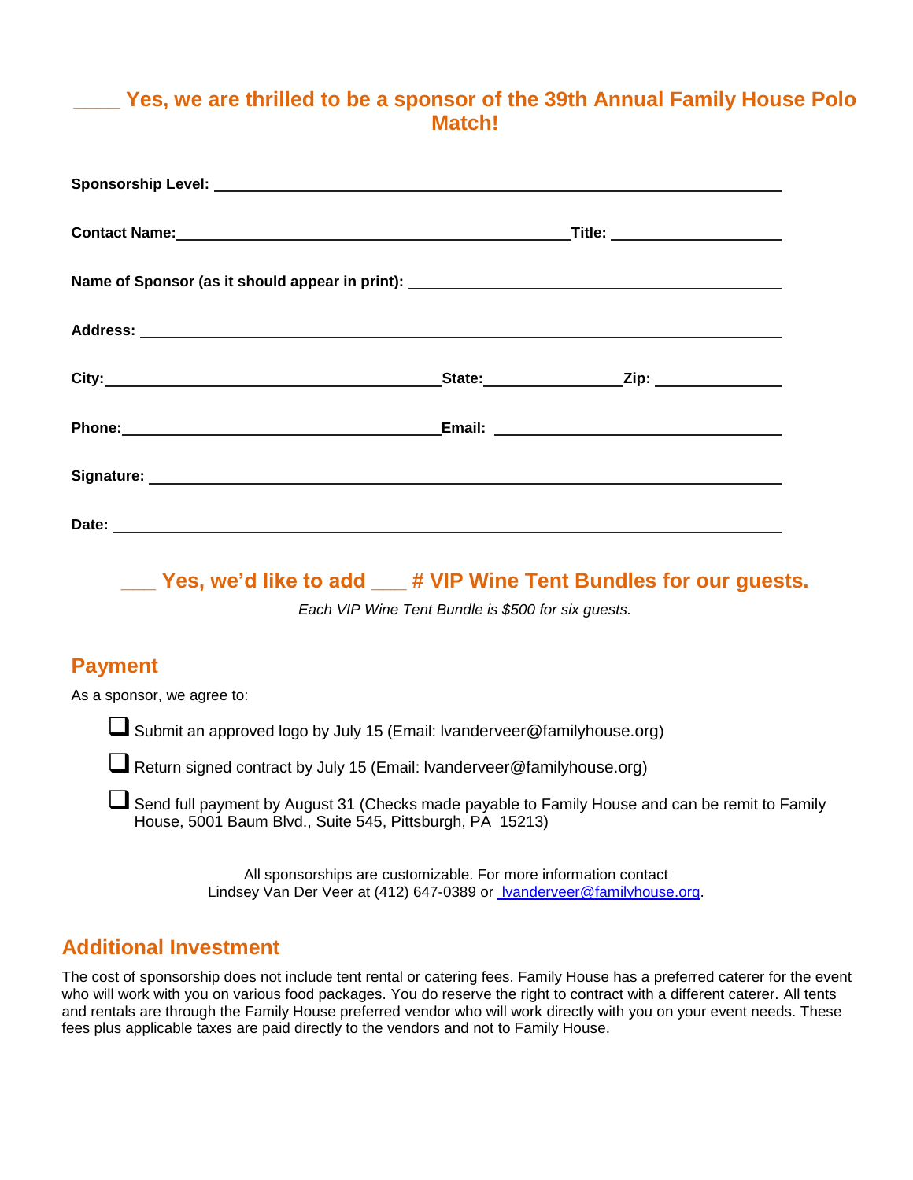## ____ Yes, we are thrilled to be a sponsor of the 39th Annual Family House Polo Match!

**Sponsorship Level:** ______________________________________________

**Contact Name:** ______________________________ **Title:** ______________

**Name of Sponsor (as it should appear in print):** ______________________

**Address:** ______________________________________________

**City:** ______________________ **State:** __________ **Zip:** __________

**Phone:** ______________________ **Email:** ______________________

**Signature:** ______________________________________________

**Date:** ______________________________________________

### ___ Yes, we'd like to add ___ # VIP Wine Tent Bundles for our guests.

*Each VIP Wine Tent Bundle is $500 for six guests.*

## Payment

As a sponsor, we agree to:

- ☐ Submit an approved logo by July 15 (Email: lvanderveer@familyhouse.org)
- ☐ Return signed contract by July 15 (Email: lvanderveer@familyhouse.org)
- ☐ Send full payment by August 31 (Checks made payable to Family House and can be remit to Family House, 5001 Baum Blvd., Suite 545, Pittsburgh, PA 15213)

All sponsorships are customizable. For more information contact Lindsey Van Der Veer at (412) 647-0389 or lvanderveer@familyhouse.org.

## Additional Investment

The cost of sponsorship does not include tent rental or catering fees. Family House has a preferred caterer for the event who will work with you on various food packages. You do reserve the right to contract with a different caterer. All tents and rentals are through the Family House preferred vendor who will work directly with you on your event needs. These fees plus applicable taxes are paid directly to the vendors and not to Family House.